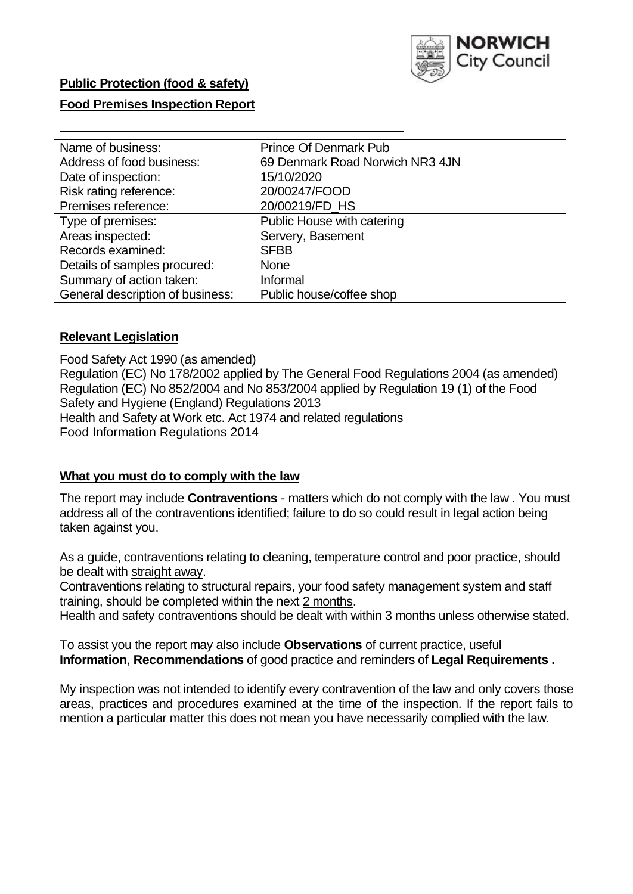**Public Protection (food & safety)**

**Food Premises Inspection Report**

| Name of business: | Prince Of Denmark Pub |
|---|---|
| Address of food business: | 69 Denmark Road Norwich NR3 4JN |
| Date of inspection: | 15/10/2020 |
| Risk rating reference: | 20/00247/FOOD |
| Premises reference: | 20/00219/FD_HS |
| Type of premises: | Public House with catering |
| Areas inspected: | Servery, Basement |
| Records examined: | SFBB |
| Details of samples procured: | None |
| Summary of action taken: | Informal |
| General description of business: | Public house/coffee shop |

## Relevant Legislation

Food Safety Act 1990 (as amended)
Regulation (EC) No 178/2002 applied by The General Food Regulations 2004 (as amended)
Regulation (EC) No 852/2004 and No 853/2004 applied by Regulation 19 (1) of the Food Safety and Hygiene (England) Regulations 2013
Health and Safety at Work etc. Act 1974 and related regulations
Food Information Regulations 2014

## What you must do to comply with the law

The report may include **Contraventions** - matters which do not comply with the law . You must address all of the contraventions identified; failure to do so could result in legal action being taken against you.

As a guide, contraventions relating to cleaning, temperature control and poor practice, should be dealt with straight away.

Contraventions relating to structural repairs, your food safety management system and staff training, should be completed within the next 2 months.

Health and safety contraventions should be dealt with within 3 months unless otherwise stated.

To assist you the report may also include **Observations** of current practice, useful **Information**, **Recommendations** of good practice and reminders of **Legal Requirements .**

My inspection was not intended to identify every contravention of the law and only covers those areas, practices and procedures examined at the time of the inspection. If the report fails to mention a particular matter this does not mean you have necessarily complied with the law.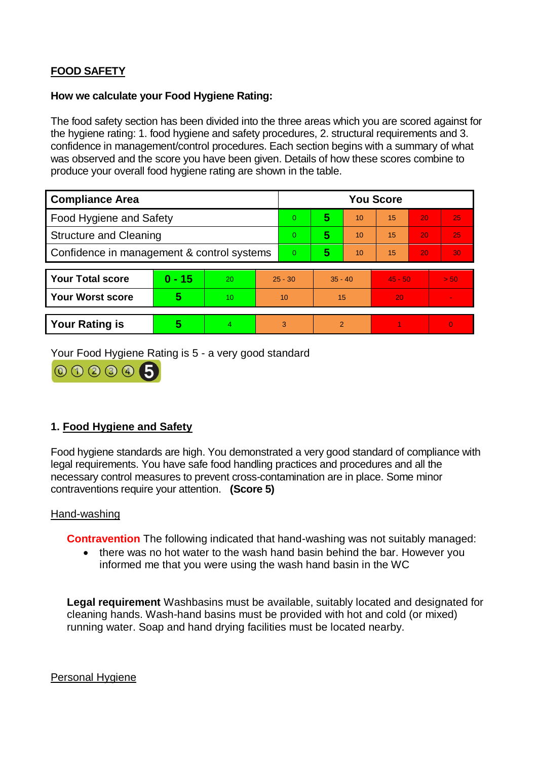## FOOD SAFETY

**How we calculate your Food Hygiene Rating:**

The food safety section has been divided into the three areas which you are scored against for the hygiene rating: 1. food hygiene and safety procedures, 2. structural requirements and 3. confidence in management/control procedures. Each section begins with a summary of what was observed and the score you have been given. Details of how these scores combine to produce your overall food hygiene rating are shown in the table.

| Compliance Area | You Score | | | | | |
|---|---|---|---|---|---|---|
| Food Hygiene and Safety | 0 | **5** | 10 | 15 | 20 | 25 |
| Structure and Cleaning | 0 | **5** | 10 | 15 | 20 | 25 |
| Confidence in management & control systems | 0 | **5** | 10 | 15 | 20 | 30 |

| | | | | | | |
|---|---|---|---|---|---|---|
| **Your Total score** | **0 - 15** | 20 | 25 - 30 | 35 - 40 | 45 - 50 | > 50 |
| **Your Worst score** | **5** | 10 | 10 | 15 | 20 | - |

| | | | | | | |
|---|---|---|---|---|---|---|
| **Your Rating is** | **5** | 4 | 3 | 2 | 1 | 0 |

Your Food Hygiene Rating is 5 - a very good standard

### 1. Food Hygiene and Safety

Food hygiene standards are high. You demonstrated a very good standard of compliance with legal requirements. You have safe food handling practices and procedures and all the necessary control measures to prevent cross-contamination are in place. Some minor contraventions require your attention. **(Score 5)**

#### Hand-washing

**Contravention** The following indicated that hand-washing was not suitably managed:

- there was no hot water to the wash hand basin behind the bar. However you informed me that you were using the wash hand basin in the WC

**Legal requirement** Washbasins must be available, suitably located and designated for cleaning hands. Wash-hand basins must be provided with hot and cold (or mixed) running water. Soap and hand drying facilities must be located nearby.

#### Personal Hygiene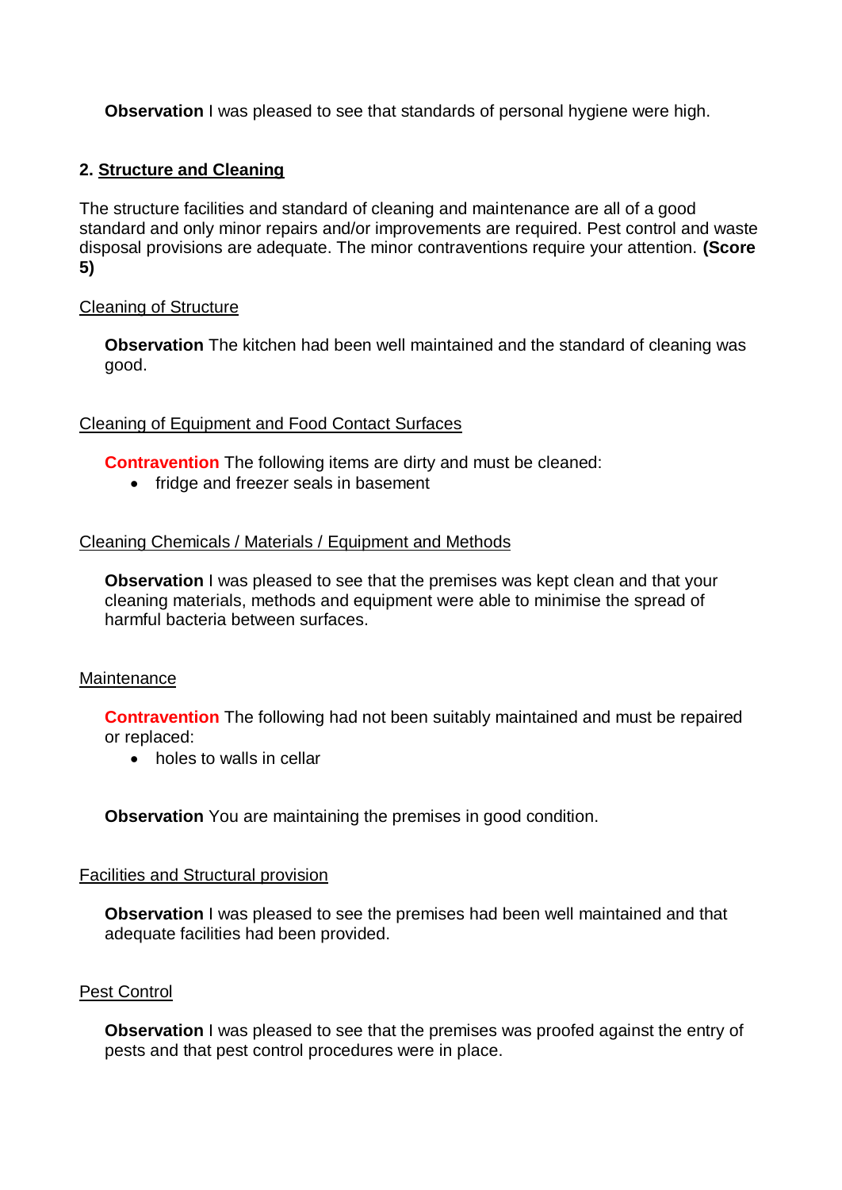**Observation** I was pleased to see that standards of personal hygiene were high.

## 2. Structure and Cleaning

The structure facilities and standard of cleaning and maintenance are all of a good standard and only minor repairs and/or improvements are required. Pest control and waste disposal provisions are adequate. The minor contraventions require your attention. **(Score 5)**

### Cleaning of Structure

**Observation** The kitchen had been well maintained and the standard of cleaning was good.

### Cleaning of Equipment and Food Contact Surfaces

**Contravention** The following items are dirty and must be cleaned:

- fridge and freezer seals in basement

### Cleaning Chemicals / Materials / Equipment and Methods

**Observation** I was pleased to see that the premises was kept clean and that your cleaning materials, methods and equipment were able to minimise the spread of harmful bacteria between surfaces.

### Maintenance

**Contravention** The following had not been suitably maintained and must be repaired or replaced:

- holes to walls in cellar

**Observation** You are maintaining the premises in good condition.

### Facilities and Structural provision

**Observation** I was pleased to see the premises had been well maintained and that adequate facilities had been provided.

### Pest Control

**Observation** I was pleased to see that the premises was proofed against the entry of pests and that pest control procedures were in place.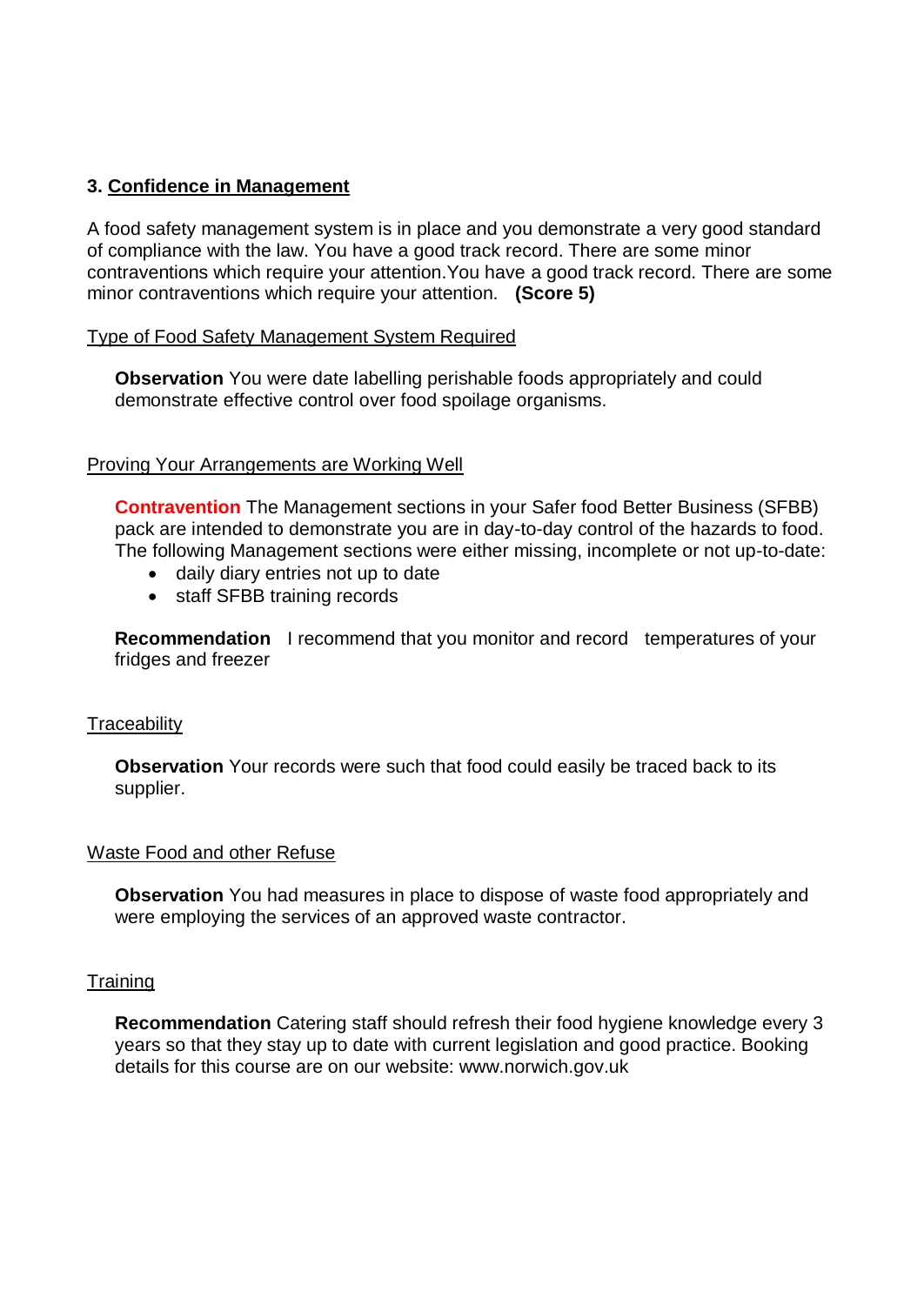### 3. Confidence in Management

A food safety management system is in place and you demonstrate a very good standard of compliance with the law. You have a good track record. There are some minor contraventions which require your attention.You have a good track record. There are some minor contraventions which require your attention. **(Score 5)**

Type of Food Safety Management System Required

**Observation** You were date labelling perishable foods appropriately and could demonstrate effective control over food spoilage organisms.

Proving Your Arrangements are Working Well

**Contravention** The Management sections in your Safer food Better Business (SFBB) pack are intended to demonstrate you are in day-to-day control of the hazards to food. The following Management sections were either missing, incomplete or not up-to-date:

- daily diary entries not up to date
- staff SFBB training records

**Recommendation** I recommend that you monitor and record temperatures of your fridges and freezer

Traceability

**Observation** Your records were such that food could easily be traced back to its supplier.

Waste Food and other Refuse

**Observation** You had measures in place to dispose of waste food appropriately and were employing the services of an approved waste contractor.

Training

**Recommendation** Catering staff should refresh their food hygiene knowledge every 3 years so that they stay up to date with current legislation and good practice. Booking details for this course are on our website: www.norwich.gov.uk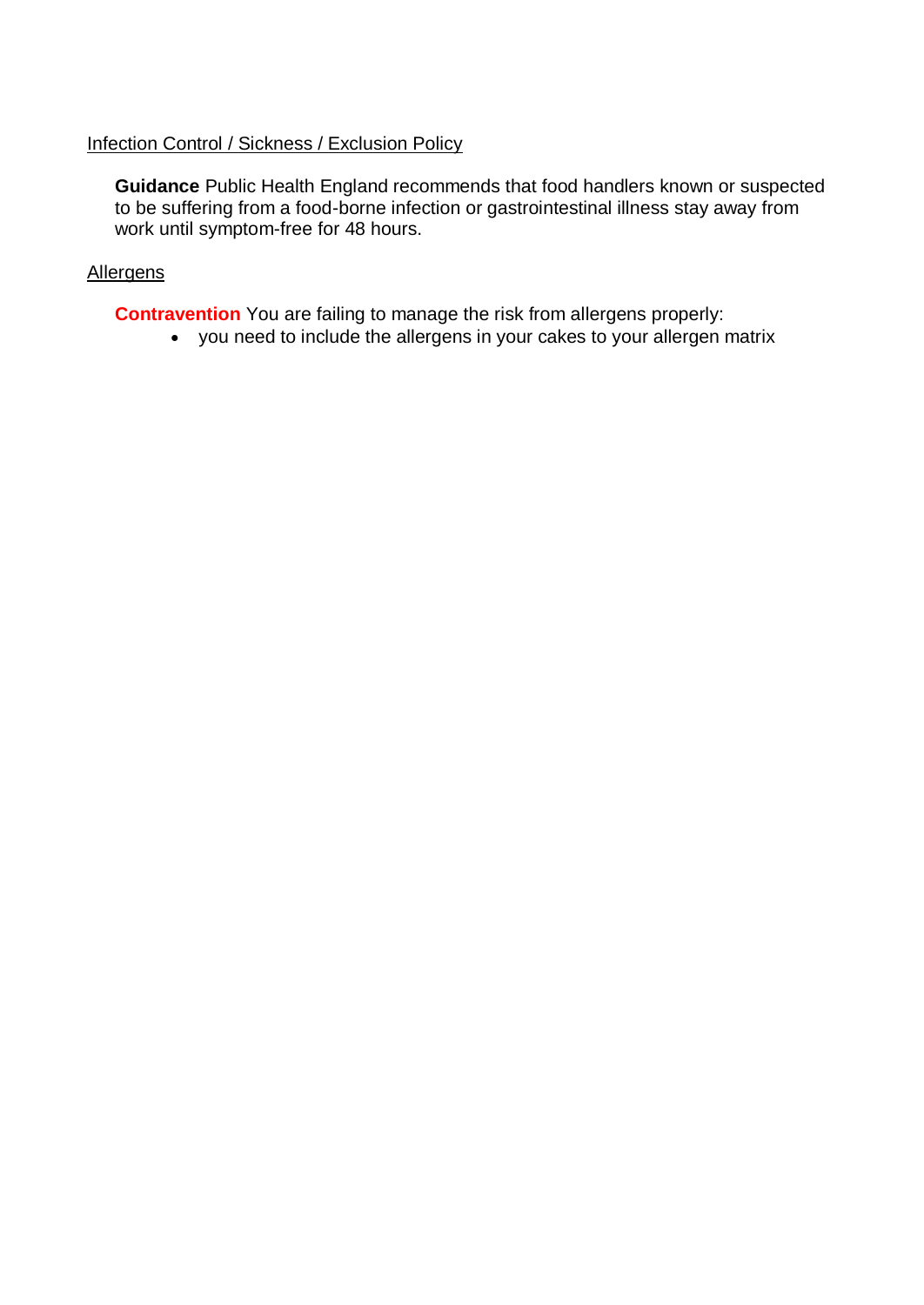Infection Control / Sickness / Exclusion Policy

**Guidance** Public Health England recommends that food handlers known or suspected to be suffering from a food-borne infection or gastrointestinal illness stay away from work until symptom-free for 48 hours.

Allergens

**Contravention** You are failing to manage the risk from allergens properly:

- you need to include the allergens in your cakes to your allergen matrix